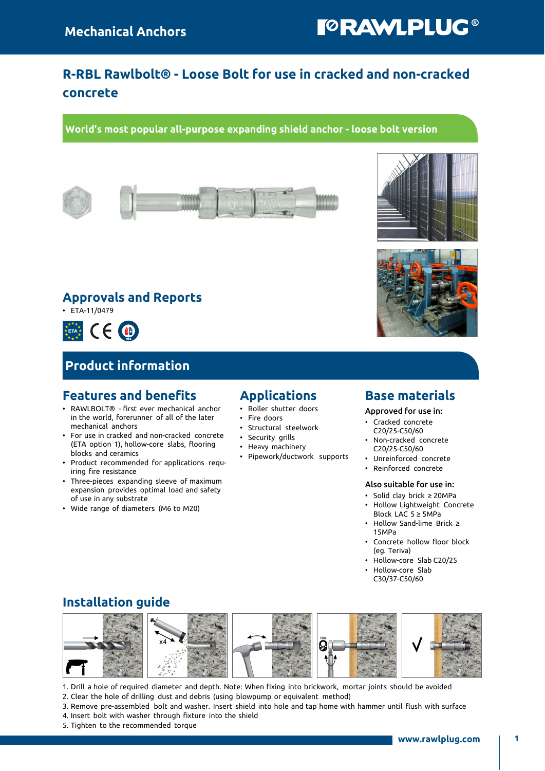# R-RBL Rawlbolt® - Loose Bolt for use in cracked and non-cracked concrete

**World's most popular all-purpose expanding shield anchor - loose bolt version**

## Approvals and Reports

- ETA-11/0479

## Product information

### Features and benefits

- RAWLBOLT® - first ever mechanical anchor in the world, forerunner of all of the later mechanical anchors
- For use in cracked and non-cracked concrete (ETA option 1), hollow-core slabs, flooring blocks and ceramics
- Product recommended for applications requiring fire resistance
- Three-pieces expanding sleeve of maximum expansion provides optimal load and safety of use in any substrate
- Wide range of diameters (M6 to M20)

### Applications

- Roller shutter doors
- Fire doors
- Structural steelwork
- Security grills
- Heavy machinery
- Pipework/ductwork supports

### Base materials

**Approved for use in:**

- Cracked concrete C20/25-C50/60
- Non-cracked concrete C20/25-C50/60
- Unreinforced concrete
- Reinforced concrete

**Also suitable for use in:**

- Solid clay brick ≥ 20MPa
- Hollow Lightweight Concrete Block LAC 5 ≥ 5MPa
- Hollow Sand-lime Brick ≥ 15MPa
- Concrete hollow floor block (eg. Teriva)
- Hollow-core Slab C20/25
- Hollow-core Slab C30/37-C50/60

## Installation guide

1. Drill a hole of required diameter and depth. Note: When fixing into brickwork, mortar joints should be avoided
2. Clear the hole of drilling dust and debris (using blowpump or equivalent method)
3. Remove pre-assembled bolt and washer. Insert shield into hole and tap home with hammer until flush with surface
4. Insert bolt with washer through fixture into the shield
5. Tighten to the recommended torque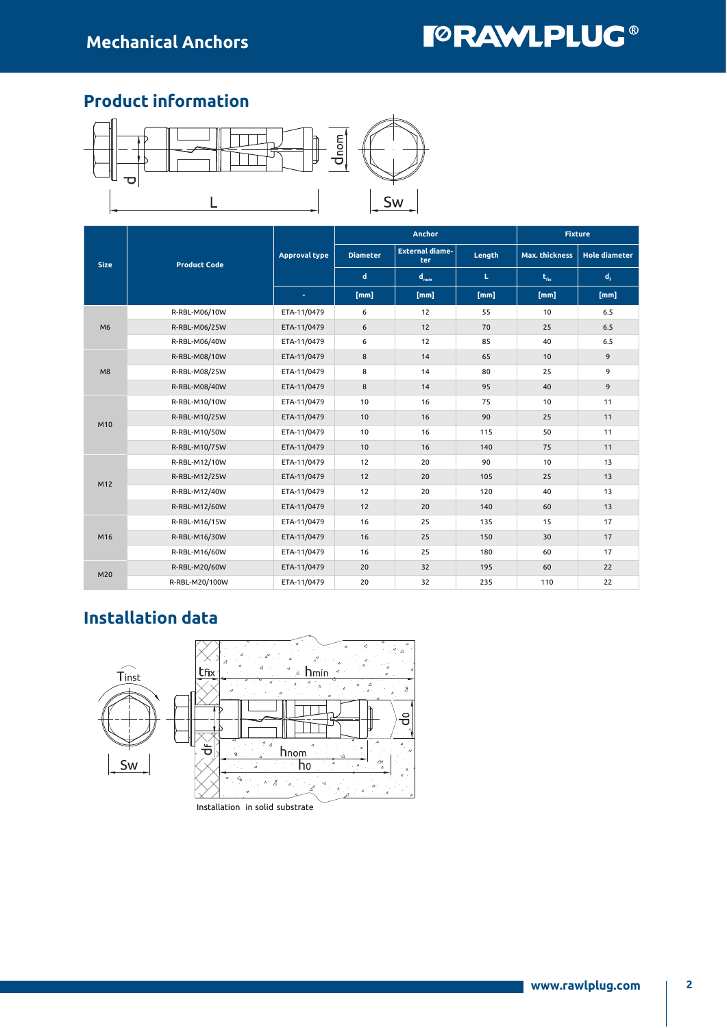## Product information

| Size | Product Code | Approval type | Anchor | | | Fixture | |
|---|---|---|---|---|---|---|---|
| | | | Diameter | External diameter | Length | Max. thickness | Hole diameter |
| | | | d | $d_{nom}$ | L | $t_{fix}$ | $d_f$ |
| | | - | [mm] | [mm] | [mm] | [mm] | [mm] |
| M6 | R-RBL-M06/10W | ETA-11/0479 | 6 | 12 | 55 | 10 | 6.5 |
| | R-RBL-M06/25W | ETA-11/0479 | 6 | 12 | 70 | 25 | 6.5 |
| | R-RBL-M06/40W | ETA-11/0479 | 6 | 12 | 85 | 40 | 6.5 |
| M8 | R-RBL-M08/10W | ETA-11/0479 | 8 | 14 | 65 | 10 | 9 |
| | R-RBL-M08/25W | ETA-11/0479 | 8 | 14 | 80 | 25 | 9 |
| | R-RBL-M08/40W | ETA-11/0479 | 8 | 14 | 95 | 40 | 9 |
| M10 | R-RBL-M10/10W | ETA-11/0479 | 10 | 16 | 75 | 10 | 11 |
| | R-RBL-M10/25W | ETA-11/0479 | 10 | 16 | 90 | 25 | 11 |
| | R-RBL-M10/50W | ETA-11/0479 | 10 | 16 | 115 | 50 | 11 |
| | R-RBL-M10/75W | ETA-11/0479 | 10 | 16 | 140 | 75 | 11 |
| M12 | R-RBL-M12/10W | ETA-11/0479 | 12 | 20 | 90 | 10 | 13 |
| | R-RBL-M12/25W | ETA-11/0479 | 12 | 20 | 105 | 25 | 13 |
| | R-RBL-M12/40W | ETA-11/0479 | 12 | 20 | 120 | 40 | 13 |
| | R-RBL-M12/60W | ETA-11/0479 | 12 | 20 | 140 | 60 | 13 |
| M16 | R-RBL-M16/15W | ETA-11/0479 | 16 | 25 | 135 | 15 | 17 |
| | R-RBL-M16/30W | ETA-11/0479 | 16 | 25 | 150 | 30 | 17 |
| | R-RBL-M16/60W | ETA-11/0479 | 16 | 25 | 180 | 60 | 17 |
| M20 | R-RBL-M20/60W | ETA-11/0479 | 20 | 32 | 195 | 60 | 22 |
| | R-RBL-M20/100W | ETA-11/0479 | 20 | 32 | 235 | 110 | 22 |

## Installation data

Installation in solid substrate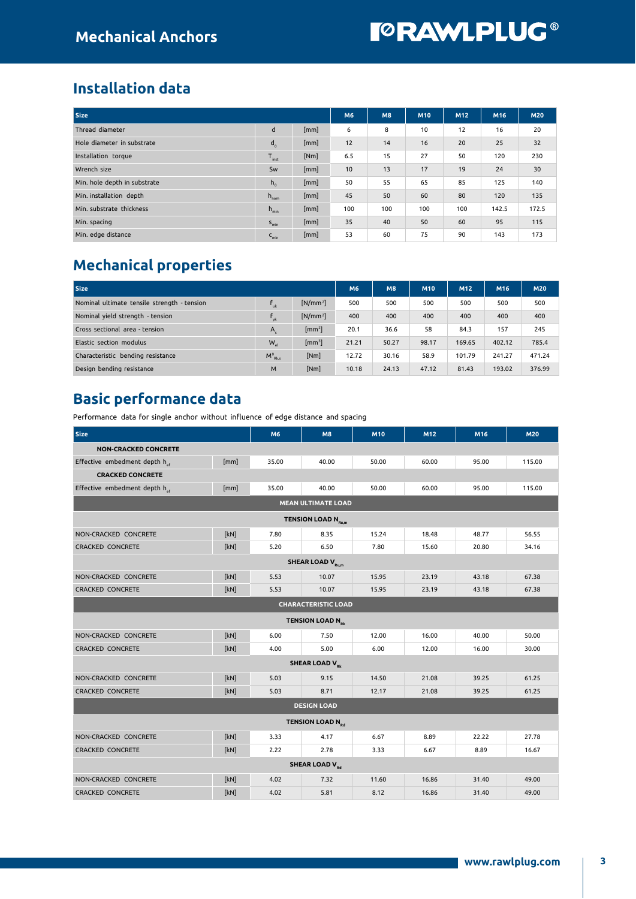# Mechanical Anchors

## Installation data

| Size | | | M6 | M8 | M10 | M12 | M16 | M20 |
|---|---|---|---|---|---|---|---|---|
| Thread diameter | d | [mm] | 6 | 8 | 10 | 12 | 16 | 20 |
| Hole diameter in substrate | $d_0$ | [mm] | 12 | 14 | 16 | 20 | 25 | 32 |
| Installation torque | $T_{inst}$ | [Nm] | 6.5 | 15 | 27 | 50 | 120 | 230 |
| Wrench size | Sw | [mm] | 10 | 13 | 17 | 19 | 24 | 30 |
| Min. hole depth in substrate | $h_0$ | [mm] | 50 | 55 | 65 | 85 | 125 | 140 |
| Min. installation depth | $h_{nom}$ | [mm] | 45 | 50 | 60 | 80 | 120 | 135 |
| Min. substrate thickness | $h_{min}$ | [mm] | 100 | 100 | 100 | 100 | 142.5 | 172.5 |
| Min. spacing | $s_{min}$ | [mm] | 35 | 40 | 50 | 60 | 95 | 115 |
| Min. edge distance | $c_{min}$ | [mm] | 53 | 60 | 75 | 90 | 143 | 173 |

## Mechanical properties

| Size | | | M6 | M8 | M10 | M12 | M16 | M20 |
|---|---|---|---|---|---|---|---|---|
| Nominal ultimate tensile strength - tension | $f_{uk}$ | [N/mm²] | 500 | 500 | 500 | 500 | 500 | 500 |
| Nominal yield strength - tension | $f_{yk}$ | [N/mm²] | 400 | 400 | 400 | 400 | 400 | 400 |
| Cross sectional area - tension | $A_s$ | [mm²] | 20.1 | 36.6 | 58 | 84.3 | 157 | 245 |
| Elastic section modulus | $W_{el}$ | [mm³] | 21.21 | 50.27 | 98.17 | 169.65 | 402.12 | 785.4 |
| Characteristic bending resistance | $M^0_{Rk,s}$ | [Nm] | 12.72 | 30.16 | 58.9 | 101.79 | 241.27 | 471.24 |
| Design bending resistance | M | [Nm] | 10.18 | 24.13 | 47.12 | 81.43 | 193.02 | 376.99 |

## Basic performance data

Performance data for single anchor without influence of edge distance and spacing

| Size | | M6 | M8 | M10 | M12 | M16 | M20 |
|---|---|---|---|---|---|---|---|
| **NON-CRACKED CONCRETE** | | | | | | | |
| Effective embedment depth $h_{ef}$ | [mm] | 35.00 | 40.00 | 50.00 | 60.00 | 95.00 | 115.00 |
| **CRACKED CONCRETE** | | | | | | | |
| Effective embedment depth $h_{ef}$ | [mm] | 35.00 | 40.00 | 50.00 | 60.00 | 95.00 | 115.00 |
| **MEAN ULTIMATE LOAD** | | | | | | | |
| **TENSION LOAD $N_{Ru,m}$** | | | | | | | |
| NON-CRACKED CONCRETE | [kN] | 7.80 | 8.35 | 15.24 | 18.48 | 48.77 | 56.55 |
| CRACKED CONCRETE | [kN] | 5.20 | 6.50 | 7.80 | 15.60 | 20.80 | 34.16 |
| **SHEAR LOAD $V_{Ru,m}$** | | | | | | | |
| NON-CRACKED CONCRETE | [kN] | 5.53 | 10.07 | 15.95 | 23.19 | 43.18 | 67.38 |
| CRACKED CONCRETE | [kN] | 5.53 | 10.07 | 15.95 | 23.19 | 43.18 | 67.38 |
| **CHARACTERISTIC LOAD** | | | | | | | |
| **TENSION LOAD $N_{Rk}$** | | | | | | | |
| NON-CRACKED CONCRETE | [kN] | 6.00 | 7.50 | 12.00 | 16.00 | 40.00 | 50.00 |
| CRACKED CONCRETE | [kN] | 4.00 | 5.00 | 6.00 | 12.00 | 16.00 | 30.00 |
| **SHEAR LOAD $V_{Rk}$** | | | | | | | |
| NON-CRACKED CONCRETE | [kN] | 5.03 | 9.15 | 14.50 | 21.08 | 39.25 | 61.25 |
| CRACKED CONCRETE | [kN] | 5.03 | 8.71 | 12.17 | 21.08 | 39.25 | 61.25 |
| **DESIGN LOAD** | | | | | | | |
| **TENSION LOAD $N_{Rd}$** | | | | | | | |
| NON-CRACKED CONCRETE | [kN] | 3.33 | 4.17 | 6.67 | 8.89 | 22.22 | 27.78 |
| CRACKED CONCRETE | [kN] | 2.22 | 2.78 | 3.33 | 6.67 | 8.89 | 16.67 |
| **SHEAR LOAD $V_{Rd}$** | | | | | | | |
| NON-CRACKED CONCRETE | [kN] | 4.02 | 7.32 | 11.60 | 16.86 | 31.40 | 49.00 |
| CRACKED CONCRETE | [kN] | 4.02 | 5.81 | 8.12 | 16.86 | 31.40 | 49.00 |

www.rawlplug.com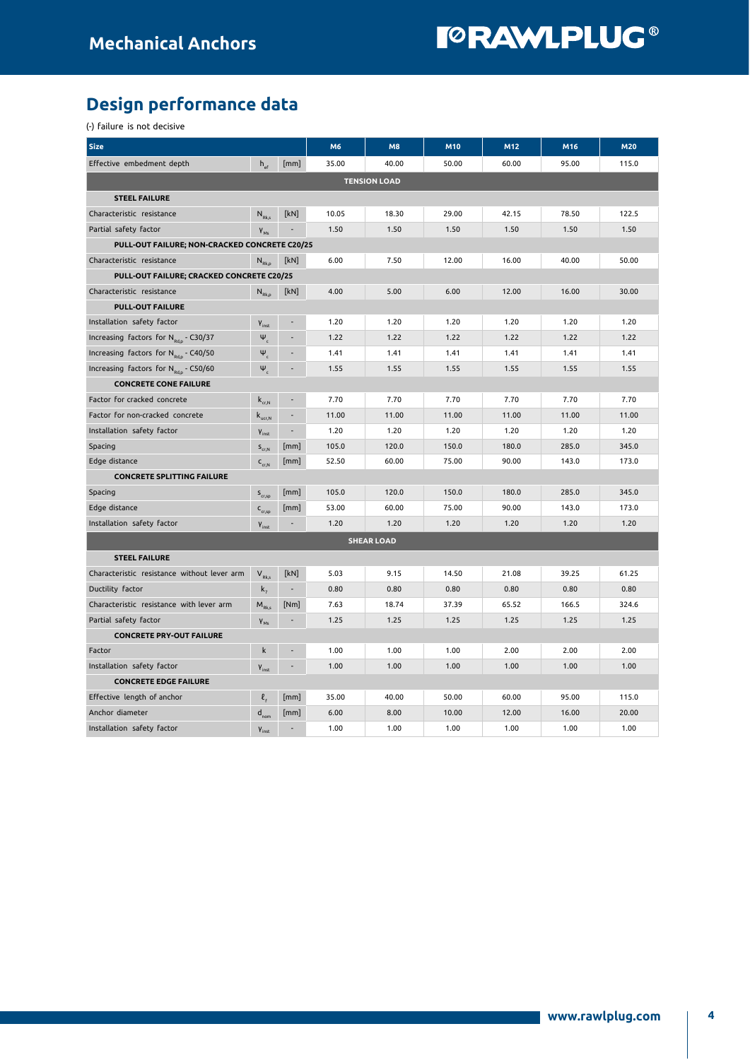## Design performance data

(-) failure is not decisive

| Size | | | M6 | M8 | M10 | M12 | M16 | M20 |
|---|---|---|---|---|---|---|---|---|
| Effective embedment depth | $h_{ef}$ | [mm] | 35.00 | 40.00 | 50.00 | 60.00 | 95.00 | 115.0 |
| **TENSION LOAD** | | | | | | | | |
| **STEEL FAILURE** | | | | | | | | |
| Characteristic resistance | $N_{Rk,s}$ | [kN] | 10.05 | 18.30 | 29.00 | 42.15 | 78.50 | 122.5 |
| Partial safety factor | $\gamma_{Ms}$ | - | 1.50 | 1.50 | 1.50 | 1.50 | 1.50 | 1.50 |
| **PULL-OUT FAILURE; NON-CRACKED CONCRETE C20/25** | | | | | | | | |
| Characteristic resistance | $N_{Rk,p}$ | [kN] | 6.00 | 7.50 | 12.00 | 16.00 | 40.00 | 50.00 |
| **PULL-OUT FAILURE; CRACKED CONCRETE C20/25** | | | | | | | | |
| Characteristic resistance | $N_{Rk,p}$ | [kN] | 4.00 | 5.00 | 6.00 | 12.00 | 16.00 | 30.00 |
| **PULL-OUT FAILURE** | | | | | | | | |
| Installation safety factor | $\gamma_{inst}$ | - | 1.20 | 1.20 | 1.20 | 1.20 | 1.20 | 1.20 |
| Increasing factors for $N_{Rd,p}$ - C30/37 | $\Psi_c$ | - | 1.22 | 1.22 | 1.22 | 1.22 | 1.22 | 1.22 |
| Increasing factors for $N_{Rd,p}$ - C40/50 | $\Psi_c$ | - | 1.41 | 1.41 | 1.41 | 1.41 | 1.41 | 1.41 |
| Increasing factors for $N_{Rd,p}$ - C50/60 | $\Psi_c$ | - | 1.55 | 1.55 | 1.55 | 1.55 | 1.55 | 1.55 |
| **CONCRETE CONE FAILURE** | | | | | | | | |
| Factor for cracked concrete | $k_{cr,N}$ | - | 7.70 | 7.70 | 7.70 | 7.70 | 7.70 | 7.70 |
| Factor for non-cracked concrete | $k_{ucr,N}$ | - | 11.00 | 11.00 | 11.00 | 11.00 | 11.00 | 11.00 |
| Installation safety factor | $\gamma_{inst}$ | - | 1.20 | 1.20 | 1.20 | 1.20 | 1.20 | 1.20 |
| Spacing | $s_{cr,N}$ | [mm] | 105.0 | 120.0 | 150.0 | 180.0 | 285.0 | 345.0 |
| Edge distance | $c_{cr,N}$ | [mm] | 52.50 | 60.00 | 75.00 | 90.00 | 143.0 | 173.0 |
| **CONCRETE SPLITTING FAILURE** | | | | | | | | |
| Spacing | $s_{cr,sp}$ | [mm] | 105.0 | 120.0 | 150.0 | 180.0 | 285.0 | 345.0 |
| Edge distance | $c_{cr,sp}$ | [mm] | 53.00 | 60.00 | 75.00 | 90.00 | 143.0 | 173.0 |
| Installation safety factor | $\gamma_{inst}$ | - | 1.20 | 1.20 | 1.20 | 1.20 | 1.20 | 1.20 |
| **SHEAR LOAD** | | | | | | | | |
| **STEEL FAILURE** | | | | | | | | |
| Characteristic resistance without lever arm | $V_{Rk,s}$ | [kN] | 5.03 | 9.15 | 14.50 | 21.08 | 39.25 | 61.25 |
| Ductility factor | $k_7$ | - | 0.80 | 0.80 | 0.80 | 0.80 | 0.80 | 0.80 |
| Characteristic resistance with lever arm | $M_{Rk,s}$ | [Nm] | 7.63 | 18.74 | 37.39 | 65.52 | 166.5 | 324.6 |
| Partial safety factor | $\gamma_{Ms}$ | - | 1.25 | 1.25 | 1.25 | 1.25 | 1.25 | 1.25 |
| **CONCRETE PRY-OUT FAILURE** | | | | | | | | |
| Factor | k | - | 1.00 | 1.00 | 1.00 | 2.00 | 2.00 | 2.00 |
| Installation safety factor | $\gamma_{inst}$ | - | 1.00 | 1.00 | 1.00 | 1.00 | 1.00 | 1.00 |
| **CONCRETE EDGE FAILURE** | | | | | | | | |
| Effective length of anchor | $\ell_f$ | [mm] | 35.00 | 40.00 | 50.00 | 60.00 | 95.00 | 115.0 |
| Anchor diameter | $d_{nom}$ | [mm] | 6.00 | 8.00 | 10.00 | 12.00 | 16.00 | 20.00 |
| Installation safety factor | $\gamma_{inst}$ | - | 1.00 | 1.00 | 1.00 | 1.00 | 1.00 | 1.00 |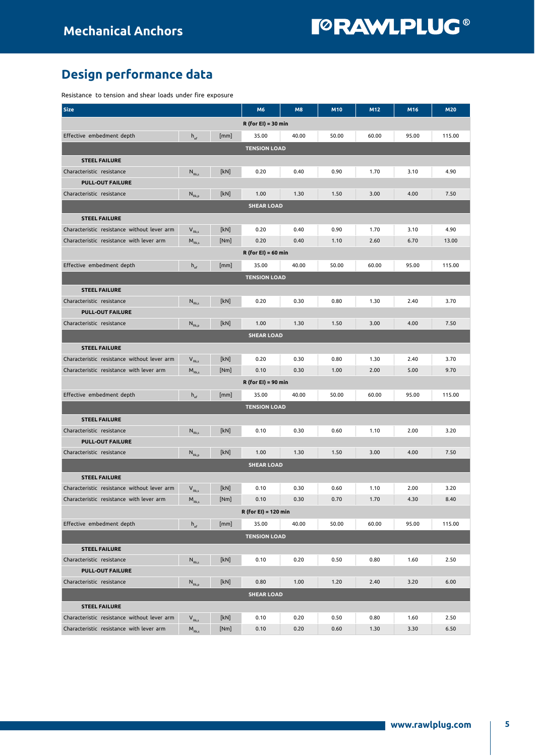## Design performance data

Resistance to tension and shear loads under fire exposure

| Size | | | M6 | M8 | M10 | M12 | M16 | M20 |
|---|---|---|---|---|---|---|---|---|
| **R (for EI) = 30 min** | | | | | | | | |
| Effective embedment depth | $h_{ef}$ | [mm] | 35.00 | 40.00 | 50.00 | 60.00 | 95.00 | 115.00 |
| **TENSION LOAD** | | | | | | | | |
| **STEEL FAILURE** | | | | | | | | |
| Characteristic resistance | $N_{Rk,s}$ | [kN] | 0.20 | 0.40 | 0.90 | 1.70 | 3.10 | 4.90 |
| **PULL-OUT FAILURE** | | | | | | | | |
| Characteristic resistance | $N_{Rk,p}$ | [kN] | 1.00 | 1.30 | 1.50 | 3.00 | 4.00 | 7.50 |
| **SHEAR LOAD** | | | | | | | | |
| **STEEL FAILURE** | | | | | | | | |
| Characteristic resistance without lever arm | $V_{Rk,s}$ | [kN] | 0.20 | 0.40 | 0.90 | 1.70 | 3.10 | 4.90 |
| Characteristic resistance with lever arm | $M_{Rk,s}$ | [Nm] | 0.20 | 0.40 | 1.10 | 2.60 | 6.70 | 13.00 |
| **R (for EI) = 60 min** | | | | | | | | |
| Effective embedment depth | $h_{ef}$ | [mm] | 35.00 | 40.00 | 50.00 | 60.00 | 95.00 | 115.00 |
| **TENSION LOAD** | | | | | | | | |
| **STEEL FAILURE** | | | | | | | | |
| Characteristic resistance | $N_{Rk,s}$ | [kN] | 0.20 | 0.30 | 0.80 | 1.30 | 2.40 | 3.70 |
| **PULL-OUT FAILURE** | | | | | | | | |
| Characteristic resistance | $N_{Rk,p}$ | [kN] | 1.00 | 1.30 | 1.50 | 3.00 | 4.00 | 7.50 |
| **SHEAR LOAD** | | | | | | | | |
| **STEEL FAILURE** | | | | | | | | |
| Characteristic resistance without lever arm | $V_{Rk,s}$ | [kN] | 0.20 | 0.30 | 0.80 | 1.30 | 2.40 | 3.70 |
| Characteristic resistance with lever arm | $M_{Rk,s}$ | [Nm] | 0.10 | 0.30 | 1.00 | 2.00 | 5.00 | 9.70 |
| **R (for EI) = 90 min** | | | | | | | | |
| Effective embedment depth | $h_{ef}$ | [mm] | 35.00 | 40.00 | 50.00 | 60.00 | 95.00 | 115.00 |
| **TENSION LOAD** | | | | | | | | |
| **STEEL FAILURE** | | | | | | | | |
| Characteristic resistance | $N_{Rk,s}$ | [kN] | 0.10 | 0.30 | 0.60 | 1.10 | 2.00 | 3.20 |
| **PULL-OUT FAILURE** | | | | | | | | |
| Characteristic resistance | $N_{Rk,p}$ | [kN] | 1.00 | 1.30 | 1.50 | 3.00 | 4.00 | 7.50 |
| **SHEAR LOAD** | | | | | | | | |
| **STEEL FAILURE** | | | | | | | | |
| Characteristic resistance without lever arm | $V_{Rk,s}$ | [kN] | 0.10 | 0.30 | 0.60 | 1.10 | 2.00 | 3.20 |
| Characteristic resistance with lever arm | $M_{Rk,s}$ | [Nm] | 0.10 | 0.30 | 0.70 | 1.70 | 4.30 | 8.40 |
| **R (for EI) = 120 min** | | | | | | | | |
| Effective embedment depth | $h_{ef}$ | [mm] | 35.00 | 40.00 | 50.00 | 60.00 | 95.00 | 115.00 |
| **TENSION LOAD** | | | | | | | | |
| **STEEL FAILURE** | | | | | | | | |
| Characteristic resistance | $N_{Rk,s}$ | [kN] | 0.10 | 0.20 | 0.50 | 0.80 | 1.60 | 2.50 |
| **PULL-OUT FAILURE** | | | | | | | | |
| Characteristic resistance | $N_{Rk,p}$ | [kN] | 0.80 | 1.00 | 1.20 | 2.40 | 3.20 | 6.00 |
| **SHEAR LOAD** | | | | | | | | |
| **STEEL FAILURE** | | | | | | | | |
| Characteristic resistance without lever arm | $V_{Rk,s}$ | [kN] | 0.10 | 0.20 | 0.50 | 0.80 | 1.60 | 2.50 |
| Characteristic resistance with lever arm | $M_{Rk,s}$ | [Nm] | 0.10 | 0.20 | 0.60 | 1.30 | 3.30 | 6.50 |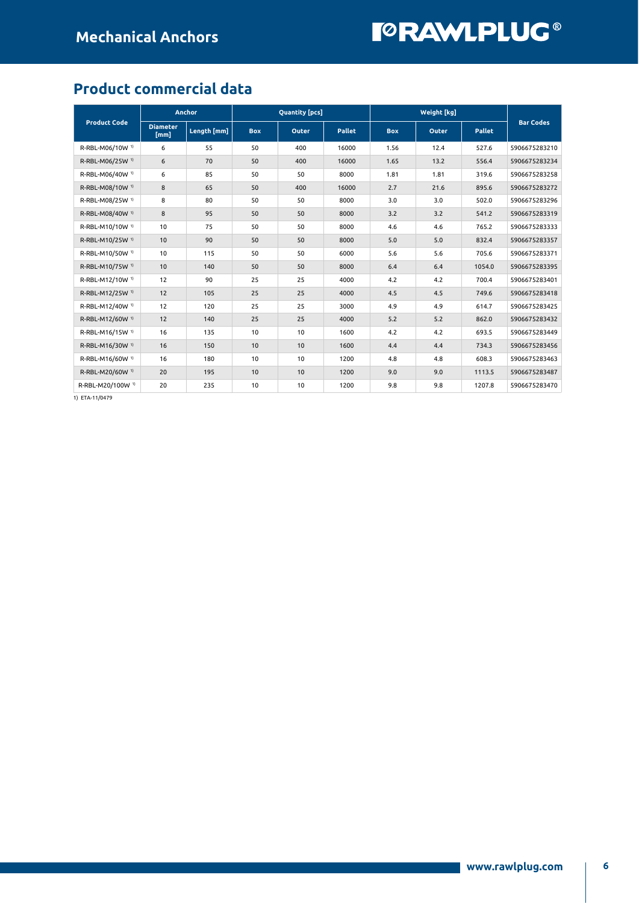## Product commercial data

| Product Code | Anchor | | Quantity [pcs] | | | Weight [kg] | | | Bar Codes |
|---|---|---|---|---|---|---|---|---|---|
| | Diameter [mm] | Length [mm] | Box | Outer | Pallet | Box | Outer | Pallet | |
| R-RBL-M06/10W [1] | 6 | 55 | 50 | 400 | 16000 | 1.56 | 12.4 | 527.6 | 5906675283210 |
| R-RBL-M06/25W [1] | 6 | 70 | 50 | 400 | 16000 | 1.65 | 13.2 | 556.4 | 5906675283234 |
| R-RBL-M06/40W [1] | 6 | 85 | 50 | 50 | 8000 | 1.81 | 1.81 | 319.6 | 5906675283258 |
| R-RBL-M08/10W [1] | 8 | 65 | 50 | 400 | 16000 | 2.7 | 21.6 | 895.6 | 5906675283272 |
| R-RBL-M08/25W [1] | 8 | 80 | 50 | 50 | 8000 | 3.0 | 3.0 | 502.0 | 5906675283296 |
| R-RBL-M08/40W [1] | 8 | 95 | 50 | 50 | 8000 | 3.2 | 3.2 | 541.2 | 5906675283319 |
| R-RBL-M10/10W [1] | 10 | 75 | 50 | 50 | 8000 | 4.6 | 4.6 | 765.2 | 5906675283333 |
| R-RBL-M10/25W [1] | 10 | 90 | 50 | 50 | 8000 | 5.0 | 5.0 | 832.4 | 5906675283357 |
| R-RBL-M10/50W [1] | 10 | 115 | 50 | 50 | 6000 | 5.6 | 5.6 | 705.6 | 5906675283371 |
| R-RBL-M10/75W [1] | 10 | 140 | 50 | 50 | 8000 | 6.4 | 6.4 | 1054.0 | 5906675283395 |
| R-RBL-M12/10W [1] | 12 | 90 | 25 | 25 | 4000 | 4.2 | 4.2 | 700.4 | 5906675283401 |
| R-RBL-M12/25W [1] | 12 | 105 | 25 | 25 | 4000 | 4.5 | 4.5 | 749.6 | 5906675283418 |
| R-RBL-M12/40W [1] | 12 | 120 | 25 | 25 | 3000 | 4.9 | 4.9 | 614.7 | 5906675283425 |
| R-RBL-M12/60W [1] | 12 | 140 | 25 | 25 | 4000 | 5.2 | 5.2 | 862.0 | 5906675283432 |
| R-RBL-M16/15W [1] | 16 | 135 | 10 | 10 | 1600 | 4.2 | 4.2 | 693.5 | 5906675283449 |
| R-RBL-M16/30W [1] | 16 | 150 | 10 | 10 | 1600 | 4.4 | 4.4 | 734.3 | 5906675283456 |
| R-RBL-M16/60W [1] | 16 | 180 | 10 | 10 | 1200 | 4.8 | 4.8 | 608.3 | 5906675283463 |
| R-RBL-M20/60W [1] | 20 | 195 | 10 | 10 | 1200 | 9.0 | 9.0 | 1113.5 | 5906675283487 |
| R-RBL-M20/100W [1] | 20 | 235 | 10 | 10 | 1200 | 9.8 | 9.8 | 1207.8 | 5906675283470 |

1) ETA-11/0479